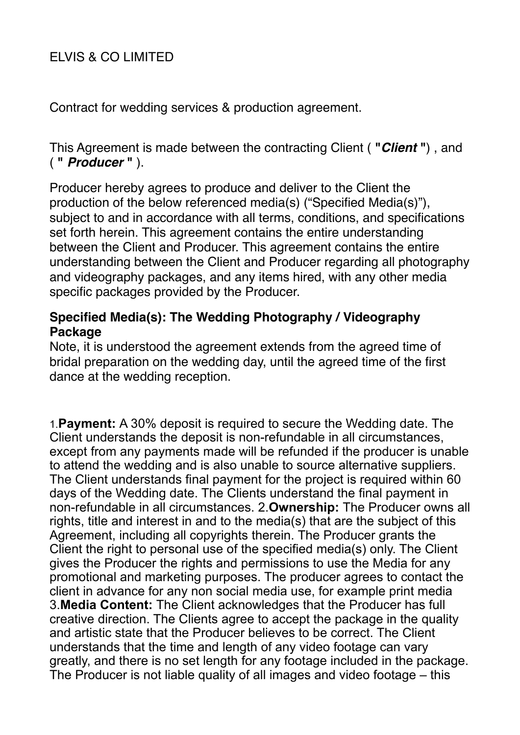ELVIS & CO LIMITED

Contract for wedding services & production agreement.

This Agreement is made between the contracting Client ( **"*Client* "**) , and ( **" *Producer* "** ).

Producer hereby agrees to produce and deliver to the Client the production of the below referenced media(s) ("Specified Media(s)"), subject to and in accordance with all terms, conditions, and specifications set forth herein. This agreement contains the entire understanding between the Client and Producer. This agreement contains the entire understanding between the Client and Producer regarding all photography and videography packages, and any items hired, with any other media specific packages provided by the Producer.

**Specified Media(s): The Wedding Photography / Videography Package**
Note, it is understood the agreement extends from the agreed time of bridal preparation on the wedding day, until the agreed time of the first dance at the wedding reception.

1.**Payment:** A 30% deposit is required to secure the Wedding date. The Client understands the deposit is non-refundable in all circumstances, except from any payments made will be refunded if the producer is unable to attend the wedding and is also unable to source alternative suppliers. The Client understands final payment for the project is required within 60 days of the Wedding date. The Clients understand the final payment in non-refundable in all circumstances. 2.**Ownership:** The Producer owns all rights, title and interest in and to the media(s) that are the subject of this Agreement, including all copyrights therein. The Producer grants the Client the right to personal use of the specified media(s) only. The Client gives the Producer the rights and permissions to use the Media for any promotional and marketing purposes. The producer agrees to contact the client in advance for any non social media use, for example print media 3.**Media Content:** The Client acknowledges that the Producer has full creative direction. The Clients agree to accept the package in the quality and artistic state that the Producer believes to be correct. The Client understands that the time and length of any video footage can vary greatly, and there is no set length for any footage included in the package. The Producer is not liable quality of all images and video footage – this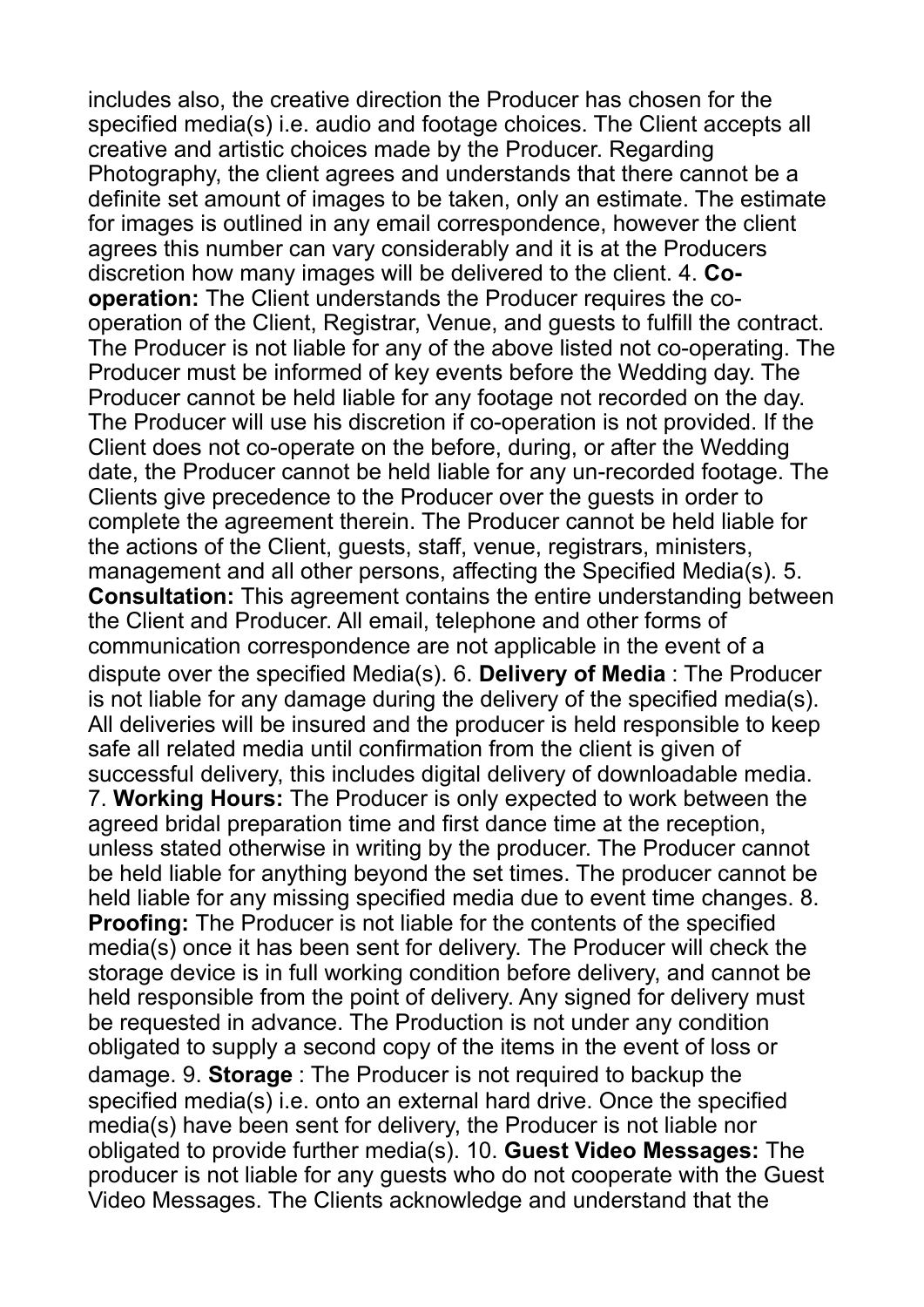includes also, the creative direction the Producer has chosen for the specified media(s) i.e. audio and footage choices. The Client accepts all creative and artistic choices made by the Producer. Regarding Photography, the client agrees and understands that there cannot be a definite set amount of images to be taken, only an estimate. The estimate for images is outlined in any email correspondence, however the client agrees this number can vary considerably and it is at the Producers discretion how many images will be delivered to the client. 4. **Co-operation:** The Client understands the Producer requires the co-operation of the Client, Registrar, Venue, and guests to fulfill the contract. The Producer is not liable for any of the above listed not co-operating. The Producer must be informed of key events before the Wedding day. The Producer cannot be held liable for any footage not recorded on the day. The Producer will use his discretion if co-operation is not provided. If the Client does not co-operate on the before, during, or after the Wedding date, the Producer cannot be held liable for any un-recorded footage. The Clients give precedence to the Producer over the guests in order to complete the agreement therein. The Producer cannot be held liable for the actions of the Client, guests, staff, venue, registrars, ministers, management and all other persons, affecting the Specified Media(s). 5. **Consultation:** This agreement contains the entire understanding between the Client and Producer. All email, telephone and other forms of communication correspondence are not applicable in the event of a dispute over the specified Media(s). 6. **Delivery of Media** : The Producer is not liable for any damage during the delivery of the specified media(s). All deliveries will be insured and the producer is held responsible to keep safe all related media until confirmation from the client is given of successful delivery, this includes digital delivery of downloadable media. 7. **Working Hours:** The Producer is only expected to work between the agreed bridal preparation time and first dance time at the reception, unless stated otherwise in writing by the producer. The Producer cannot be held liable for anything beyond the set times. The producer cannot be held liable for any missing specified media due to event time changes. 8. **Proofing:** The Producer is not liable for the contents of the specified media(s) once it has been sent for delivery. The Producer will check the storage device is in full working condition before delivery, and cannot be held responsible from the point of delivery. Any signed for delivery must be requested in advance. The Production is not under any condition obligated to supply a second copy of the items in the event of loss or damage. 9. **Storage** : The Producer is not required to backup the specified media(s) i.e. onto an external hard drive. Once the specified media(s) have been sent for delivery, the Producer is not liable nor obligated to provide further media(s). 10. **Guest Video Messages:** The producer is not liable for any guests who do not cooperate with the Guest Video Messages. The Clients acknowledge and understand that the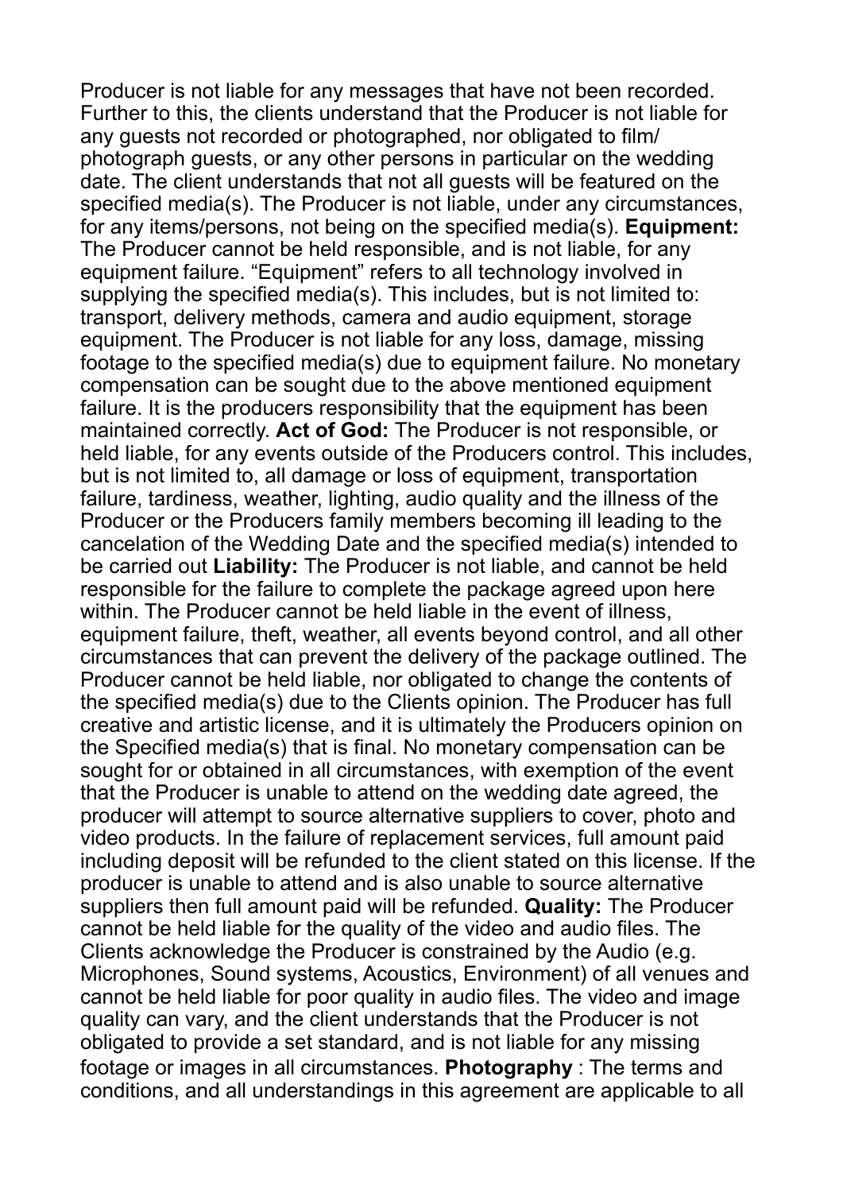Producer is not liable for any messages that have not been recorded. Further to this, the clients understand that the Producer is not liable for any guests not recorded or photographed, nor obligated to film/ photograph guests, or any other persons in particular on the wedding date. The client understands that not all guests will be featured on the specified media(s). The Producer is not liable, under any circumstances, for any items/persons, not being on the specified media(s). **Equipment:** The Producer cannot be held responsible, and is not liable, for any equipment failure. "Equipment" refers to all technology involved in supplying the specified media(s). This includes, but is not limited to: transport, delivery methods, camera and audio equipment, storage equipment. The Producer is not liable for any loss, damage, missing footage to the specified media(s) due to equipment failure. No monetary compensation can be sought due to the above mentioned equipment failure. It is the producers responsibility that the equipment has been maintained correctly. **Act of God:** The Producer is not responsible, or held liable, for any events outside of the Producers control. This includes, but is not limited to, all damage or loss of equipment, transportation failure, tardiness, weather, lighting, audio quality and the illness of the Producer or the Producers family members becoming ill leading to the cancelation of the Wedding Date and the specified media(s) intended to be carried out **Liability:** The Producer is not liable, and cannot be held responsible for the failure to complete the package agreed upon here within. The Producer cannot be held liable in the event of illness, equipment failure, theft, weather, all events beyond control, and all other circumstances that can prevent the delivery of the package outlined. The Producer cannot be held liable, nor obligated to change the contents of the specified media(s) due to the Clients opinion. The Producer has full creative and artistic license, and it is ultimately the Producers opinion on the Specified media(s) that is final. No monetary compensation can be sought for or obtained in all circumstances, with exemption of the event that the Producer is unable to attend on the wedding date agreed, the producer will attempt to source alternative suppliers to cover, photo and video products. In the failure of replacement services, full amount paid including deposit will be refunded to the client stated on this license. If the producer is unable to attend and is also unable to source alternative suppliers then full amount paid will be refunded. **Quality:** The Producer cannot be held liable for the quality of the video and audio files. The Clients acknowledge the Producer is constrained by the Audio (e.g. Microphones, Sound systems, Acoustics, Environment) of all venues and cannot be held liable for poor quality in audio files. The video and image quality can vary, and the client understands that the Producer is not obligated to provide a set standard, and is not liable for any missing footage or images in all circumstances. **Photography** : The terms and conditions, and all understandings in this agreement are applicable to all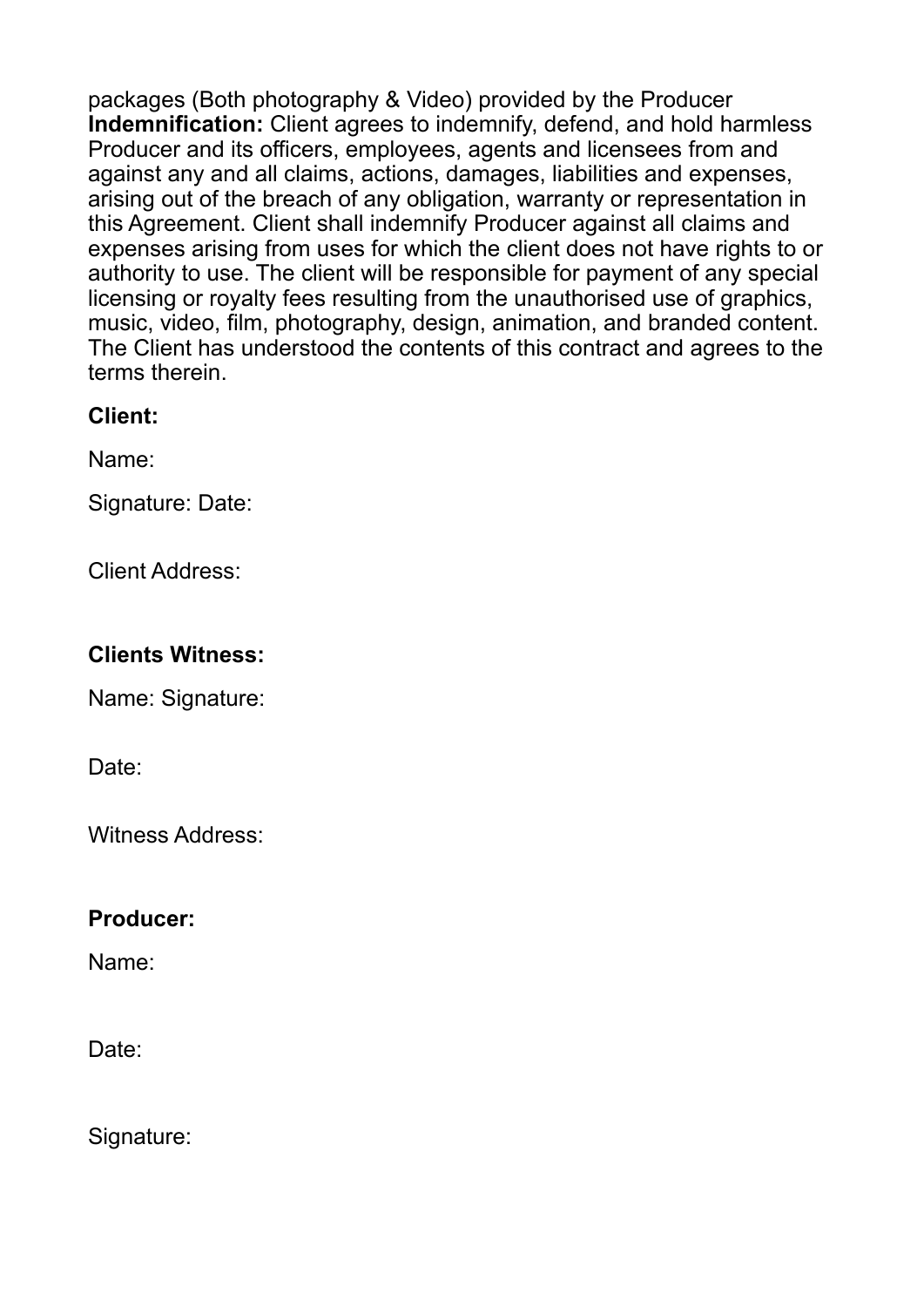packages (Both photography & Video) provided by the Producer
**Indemnification:** Client agrees to indemnify, defend, and hold harmless Producer and its officers, employees, agents and licensees from and against any and all claims, actions, damages, liabilities and expenses, arising out of the breach of any obligation, warranty or representation in this Agreement. Client shall indemnify Producer against all claims and expenses arising from uses for which the client does not have rights to or authority to use. The client will be responsible for payment of any special licensing or royalty fees resulting from the unauthorised use of graphics, music, video, film, photography, design, animation, and branded content. The Client has understood the contents of this contract and agrees to the terms therein.

**Client:**

Name:

Signature: Date:

Client Address:

**Clients Witness:**

Name: Signature:

Date:

Witness Address:

**Producer:**

Name:

Date:

Signature: